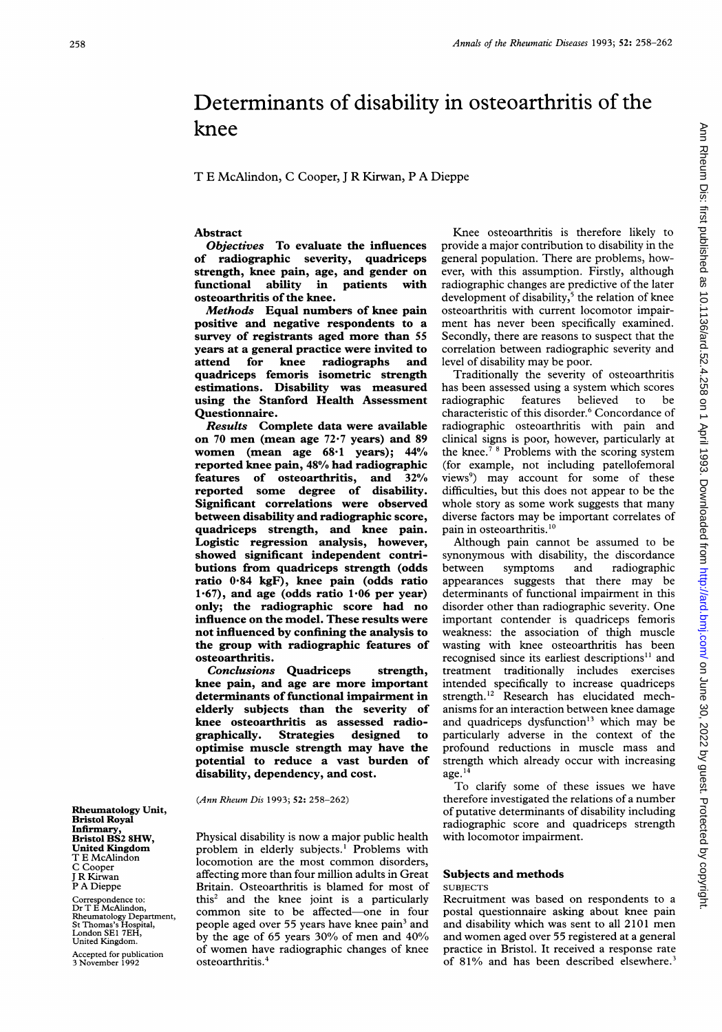# Determinants of disability in osteoarthritis of the knee

T E McAlindon, C Cooper, J R Kirwan, P A Dieppe

## Abstract

***Objectives*** **To evaluate the influences of radiographic severity, quadriceps strength, knee pain, age, and gender on functional ability in patients with osteoarthritis of the knee.**

***Methods*** **Equal numbers of knee pain positive and negative respondents to a survey of registrants aged more than 55 years at a general practice were invited to attend for knee radiographs and quadriceps femoris isometric strength estimations. Disability was measured using the Stanford Health Assessment Questionnaire.**

***Results*** **Complete data were available on 70 men (mean age 72·7 years) and 89 women (mean age 68·1 years); 44% reported knee pain, 48% had radiographic features of osteoarthritis, and 32% reported some degree of disability. Significant correlations were observed between disability and radiographic score, quadriceps strength, and knee pain. Logistic regression analysis, however, showed significant independent contributions from quadriceps strength (odds ratio 0·84 kgF), knee pain (odds ratio 1·67), and age (odds ratio 1·06 per year) only; the radiographic score had no influence on the model. These results were not influenced by confining the analysis to the group with radiographic features of osteoarthritis.**

***Conclusions*** **Quadriceps strength, knee pain, and age are more important determinants of functional impairment in elderly subjects than the severity of knee osteoarthritis as assessed radiographically. Strategies designed to optimise muscle strength may have the potential to reduce a vast burden of disability, dependency, and cost.**

(*Ann Rheum Dis* 1993; **52:** 258–262)

Physical disability is now a major public health problem in elderly subjects.[1] Problems with locomotion are the most common disorders, affecting more than four million adults in Great Britain. Osteoarthritis is blamed for most of this[2] and the knee joint is a particularly common site to be affected—one in four people aged over 55 years have knee pain[3] and by the age of 65 years 30% of men and 40% of women have radiographic changes of knee osteoarthritis.[4]

Knee osteoarthritis is therefore likely to provide a major contribution to disability in the general population. There are problems, however, with this assumption. Firstly, although radiographic changes are predictive of the later development of disability,[5] the relation of knee osteoarthritis with current locomotor impairment has never been specifically examined. Secondly, there are reasons to suspect that the correlation between radiographic severity and level of disability may be poor.

Traditionally the severity of osteoarthritis has been assessed using a system which scores radiographic features believed to be characteristic of this disorder.[6] Concordance of radiographic osteoarthritis with pain and clinical signs is poor, however, particularly at the knee.[7 8] Problems with the scoring system (for example, not including patellofemoral views[9]) may account for some of these difficulties, but this does not appear to be the whole story as some work suggests that many diverse factors may be important correlates of pain in osteoarthritis.[10]

Although pain cannot be assumed to be synonymous with disability, the discordance between symptoms and radiographic appearances suggests that there may be determinants of functional impairment in this disorder other than radiographic severity. One important contender is quadriceps femoris weakness: the association of thigh muscle wasting with knee osteoarthritis has been recognised since its earliest descriptions[11] and treatment traditionally includes exercises intended specifically to increase quadriceps strength.[12] Research has elucidated mechanisms for an interaction between knee damage and quadriceps dysfunction[13] which may be particularly adverse in the context of the profound reductions in muscle mass and strength which already occur with increasing age.[14]

To clarify some of these issues we have therefore investigated the relations of a number of putative determinants of disability including radiographic score and quadriceps strength with locomotor impairment.

## Subjects and methods

### SUBJECTS

Recruitment was based on respondents to a postal questionnaire asking about knee pain and disability which was sent to all 2101 men and women aged over 55 registered at a general practice in Bristol. It received a response rate of 81% and has been described elsewhere.[3]

**Rheumatology Unit, Bristol Royal Infirmary, Bristol BS2 8HW, United Kingdom**
T E McAlindon
C Cooper
J R Kirwan
P A Dieppe

Correspondence to:
Dr T E McAlindon,
Rheumatology Department,
St Thomas's Hospital,
London SE1 7EH,
United Kingdom.

Accepted for publication
3 November 1992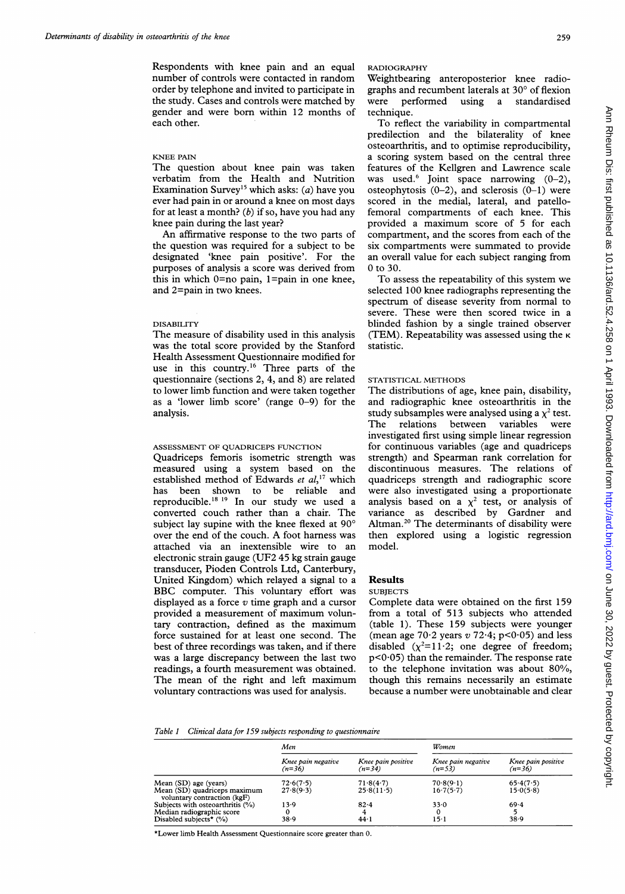Respondents with knee pain and an equal number of controls were contacted in random order by telephone and invited to participate in the study. Cases and controls were matched by gender and were born within 12 months of each other.

### KNEE PAIN

The question about knee pain was taken verbatim from the Health and Nutrition Examination Survey[15] which asks: (*a*) have you ever had pain in or around a knee on most days for at least a month? (*b*) if so, have you had any knee pain during the last year?

An affirmative response to the two parts of the question was required for a subject to be designated 'knee pain positive'. For the purposes of analysis a score was derived from this in which 0=no pain, 1=pain in one knee, and 2=pain in two knees.

### DISABILITY

The measure of disability used in this analysis was the total score provided by the Stanford Health Assessment Questionnaire modified for use in this country.[16] Three parts of the questionnaire (sections 2, 4, and 8) are related to lower limb function and were taken together as a 'lower limb score' (range 0–9) for the analysis.

### ASSESSMENT OF QUADRICEPS FUNCTION

Quadriceps femoris isometric strength was measured using a system based on the established method of Edwards *et al*,[17] which has been shown to be reliable and reproducible.[18 19] In our study we used a converted couch rather than a chair. The subject lay supine with the knee flexed at 90° over the end of the couch. A foot harness was attached via an inextensible wire to an electronic strain gauge (UF2 45 kg strain gauge transducer, Pioden Controls Ltd, Canterbury, United Kingdom) which relayed a signal to a BBC computer. This voluntary effort was displayed as a force *v* time graph and a cursor provided a measurement of maximum voluntary contraction, defined as the maximum force sustained for at least one second. The best of three recordings was taken, and if there was a large discrepancy between the last two readings, a fourth measurement was obtained. The mean of the right and left maximum voluntary contractions was used for analysis.

### RADIOGRAPHY

Weightbearing anteroposterior knee radiographs and recumbent laterals at 30° of flexion were performed using a standardised technique.

To reflect the variability in compartmental predilection and the bilaterality of knee osteoarthritis, and to optimise reproducibility, a scoring system based on the central three features of the Kellgren and Lawrence scale was used.[6] Joint space narrowing (0–2), osteophytosis (0–2), and sclerosis (0–1) were scored in the medial, lateral, and patellofemoral compartments of each knee. This provided a maximum score of 5 for each compartment, and the scores from each of the six compartments were summated to provide an overall value for each subject ranging from 0 to 30.

To assess the repeatability of this system we selected 100 knee radiographs representing the spectrum of disease severity from normal to severe. These were then scored twice in a blinded fashion by a single trained observer (TEM). Repeatability was assessed using the $\kappa$ statistic.

### STATISTICAL METHODS

The distributions of age, knee pain, disability, and radiographic knee osteoarthritis in the study subsamples were analysed using a $\chi^2$ test. The relations between variables were investigated first using simple linear regression for continuous variables (age and quadriceps strength) and Spearman rank correlation for discontinuous measures. The relations of quadriceps strength and radiographic score were also investigated using a proportionate analysis based on a $\chi^2$ test, or analysis of variance as described by Gardner and Altman.[20] The determinants of disability were then explored using a logistic regression model.

## Results

### SUBJECTS

Complete data were obtained on the first 159 from a total of 513 subjects who attended (table 1). These 159 subjects were younger (mean age 70·2 years *v* 72·4; $p<0·05$) and less disabled ($\chi^2=11·2$; one degree of freedom; $p<0·05$) than the remainder. The response rate to the telephone invitation was about 80%, though this remains necessarily an estimate because a number were unobtainable and clear

*Table 1 Clinical data for 159 subjects responding to questionnaire*

| | Men | | Women | |
|---|---|---|---|---|
| | Knee pain negative (n=36) | Knee pain positive (n=34) | Knee pain negative (n=53) | Knee pain positive (n=36) |
| Mean (SD) age (years) | 72·6(7·5) | 71·8(4·7) | 70·8(9·1) | 65·4(7·5) |
| Mean (SD) quadriceps maximum voluntary contraction (kgF) | 27·8(9·3) | 25·8(11·5) | 16·7(5·7) | 15·0(5·8) |
| Subjects with osteoarthritis (%) | 13·9 | 82·4 | 33·0 | 69·4 |
| Median radiographic score | 0 | 4 | 0 | 5 |
| Disabled subjects* (%) | 38·9 | 44·1 | 15·1 | 38·9 |

*Lower limb Health Assessment Questionnaire score greater than 0.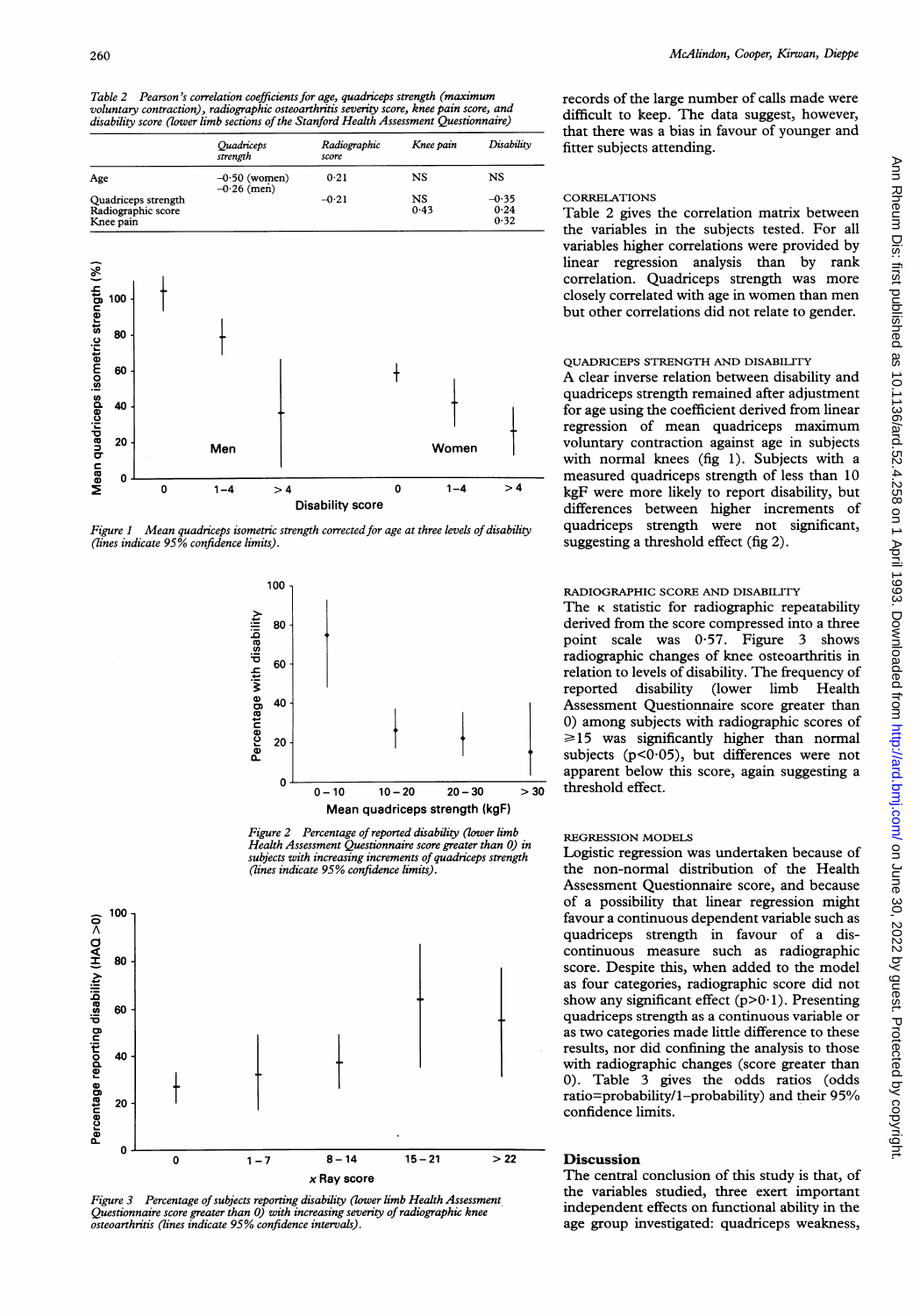Table 2 Pearson's correlation coefficients for age, quadriceps strength (maximum voluntary contraction), radiographic osteoarthritis severity score, knee pain score, and disability score (lower limb sections of the Stanford Health Assessment Questionnaire)

| | Quadriceps strength | Radiographic score | Knee pain | Disability |
|---|---|---|---|---|
| Age | −0·50 (women) −0·26 (men) | 0·21 | NS | NS |
| Quadriceps strength | | −0·21 | NS | −0·35 |
| Radiographic score | | | 0·43 | 0·24 |
| Knee pain | | | | 0·32 |

Figure 1 Mean quadriceps isometric strength corrected for age at three levels of disability (lines indicate 95% confidence limits).

Figure 2 Percentage of reported disability (lower limb Health Assessment Questionnaire score greater than 0) in subjects with increasing increments of quadriceps strength (lines indicate 95% confidence limits).

Figure 3 Percentage of subjects reporting disability (lower limb Health Assessment Questionnaire score greater than 0) with increasing severity of radiographic knee osteoarthritis (lines indicate 95% confidence intervals).

records of the large number of calls made were difficult to keep. The data suggest, however, that there was a bias in favour of younger and fitter subjects attending.

### CORRELATIONS

Table 2 gives the correlation matrix between the variables in the subjects tested. For all variables higher correlations were provided by linear regression analysis than by rank correlation. Quadriceps strength was more closely correlated with age in women than men but other correlations did not relate to gender.

### QUADRICEPS STRENGTH AND DISABILITY

A clear inverse relation between disability and quadriceps strength remained after adjustment for age using the coefficient derived from linear regression of mean quadriceps maximum voluntary contraction against age in subjects with normal knees (fig 1). Subjects with a measured quadriceps strength of less than 10 kgF were more likely to report disability, but differences between higher increments of quadriceps strength were not significant, suggesting a threshold effect (fig 2).

### RADIOGRAPHIC SCORE AND DISABILITY

The κ statistic for radiographic repeatability derived from the score compressed into a three point scale was 0·57. Figure 3 shows radiographic changes of knee osteoarthritis in relation to levels of disability. The frequency of reported disability (lower limb Health Assessment Questionnaire score greater than 0) among subjects with radiographic scores of ≥15 was significantly higher than normal subjects ($p<0·05$), but differences were not apparent below this score, again suggesting a threshold effect.

### REGRESSION MODELS

Logistic regression was undertaken because of the non-normal distribution of the Health Assessment Questionnaire score, and because of a possibility that linear regression might favour a continuous dependent variable such as quadriceps strength in favour of a discontinuous measure such as radiographic score. Despite this, when added to the model as four categories, radiographic score did not show any significant effect ($p>0·1$). Presenting quadriceps strength as a continuous variable or as two categories made little difference to these results, nor did confining the analysis to those with radiographic changes (score greater than 0). Table 3 gives the odds ratios (odds ratio=probability/1–probability) and their 95% confidence limits.

## Discussion

The central conclusion of this study is that, of the variables studied, three exert important independent effects on functional ability in the age group investigated: quadriceps weakness,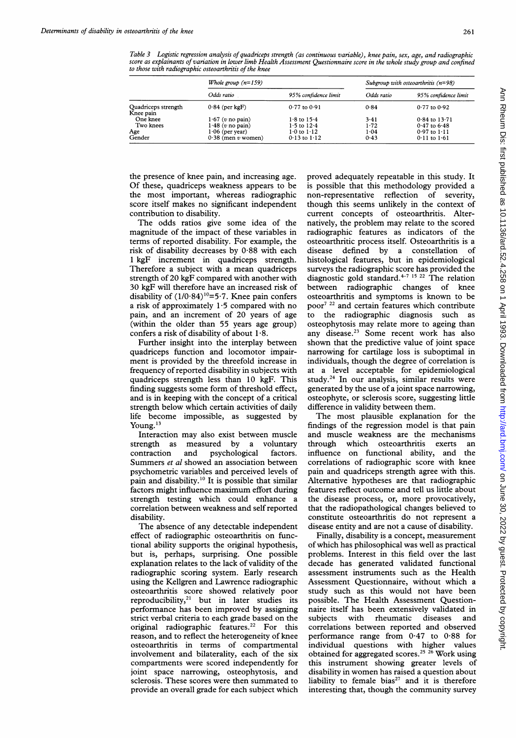*Table 3 Logistic regression analysis of quadriceps strength (as continuous variable), knee pain, sex, age, and radiographic score as explainants of variation in lower limb Health Assessment Questionnaire score in the whole study group and confined to those with radiographic osteoarthritis of the knee*

| | Whole group (n=159) | | Subgroup with osteoarthritis (n=98) | |
|---|---|---|---|---|
| | Odds ratio | 95% confidence limit | Odds ratio | 95% confidence limit |
| Quadriceps strength | 0·84 (per kgF) | 0·77 to 0·91 | 0·84 | 0·77 to 0·92 |
| Knee pain | | | | |
| One knee | 1·67 (v no pain) | 1·8 to 15·4 | 3·41 | 0·84 to 13·71 |
| Two knees | 1·48 (v no pain) | 1·5 to 12·4 | 1·72 | 0·47 to 6·48 |
| Age | 1·06 (per year) | 1·0 to 1·12 | 1·04 | 0·97 to 1·11 |
| Gender | 0·38 (men v women) | 0·13 to 1·12 | 0·43 | 0·11 to 1·61 |

the presence of knee pain, and increasing age. Of these, quadriceps weakness appears to be the most important, whereas radiographic score itself makes no significant independent contribution to disability.

The odds ratios give some idea of the magnitude of the impact of these variables in terms of reported disability. For example, the risk of disability decreases by 0·88 with each 1 kgF increment in quadriceps strength. Therefore a subject with a mean quadriceps strength of 20 kgF compared with another with 30 kgF will therefore have an increased risk of disability of $(1/0{\cdot}84)^{10}=5{\cdot}7$. Knee pain confers a risk of approximately 1·5 compared with no pain, and an increment of 20 years of age (within the older than 55 years age group) confers a risk of disability of about 1·8.

Further insight into the interplay between quadriceps function and locomotor impairment is provided by the threefold increase in frequency of reported disability in subjects with quadriceps strength less than 10 kgF. This finding suggests some form of threshold effect, and is in keeping with the concept of a critical strength below which certain activities of daily life become impossible, as suggested by Young.[13]

Interaction may also exist between muscle strength as measured by a voluntary contraction and psychological factors. Summers *et al* showed an association between psychometric variables and perceived levels of pain and disability.[10] It is possible that similar factors might influence maximum effort during strength testing which could enhance a correlation between weakness and self reported disability.

The absence of any detectable independent effect of radiographic osteoarthritis on functional ability supports the original hypothesis, but is, perhaps, surprising. One possible explanation relates to the lack of validity of the radiographic scoring system. Early research using the Kellgren and Lawrence radiographic osteoarthritis score showed relatively poor reproducibility,[21] but in later studies its performance has been improved by assigning strict verbal criteria to each grade based on the original radiographic features.[22] For this reason, and to reflect the heterogeneity of knee osteoarthritis in terms of compartmental involvement and bilaterality, each of the six compartments were scored independently for joint space narrowing, osteophytosis, and sclerosis. These scores were then summated to provide an overall grade for each subject which proved adequately repeatable in this study. It is possible that this methodology provided a non-representative reflection of severity, though this seems unlikely in the context of current concepts of osteoarthritis. Alternatively, the problem may relate to the scored radiographic features as indicators of the osteoarthritic process itself. Osteoarthritis is a disease defined by a constellation of histological features, but in epidemiological surveys the radiographic score has provided the diagnostic gold standard.[4-7,15,22] The relation between radiographic changes of knee osteoarthritis and symptoms is known to be poor[7,22] and certain features which contribute to the radiographic diagnosis such as osteophytosis may relate more to ageing than any disease.[23] Some recent work has also shown that the predictive value of joint space narrowing for cartilage loss is suboptimal in individuals, though the degree of correlation is at a level acceptable for epidemiological study.[24] In our analysis, similar results were generated by the use of a joint space narrowing, osteophyte, or sclerosis score, suggesting little difference in validity between them.

The most plausible explanation for the findings of the regression model is that pain and muscle weakness are the mechanisms through which osteoarthritis exerts an influence on functional ability, and the correlations of radiographic score with knee pain and quadriceps strength agree with this. Alternative hypotheses are that radiographic features reflect outcome and tell us little about the disease process, or, more provocatively, that the radiopathological changes believed to constitute osteoarthritis do not represent a disease entity and are not a cause of disability.

Finally, disability is a concept, measurement of which has philosophical was well as practical problems. Interest in this field over the last decade has generated validated functional assessment instruments such as the Health Assessment Questionnaire, without which a study such as this would not have been possible. The Health Assessment Questionnaire itself has been extensively validated in subjects with rheumatic diseases and correlations between reported and observed performance range from 0·47 to 0·88 for individual questions with higher values obtained for aggregated scores.[25,26] Work using this instrument showing greater levels of disability in women has raised a question about liability to female bias[27] and it is therefore interesting that, though the community survey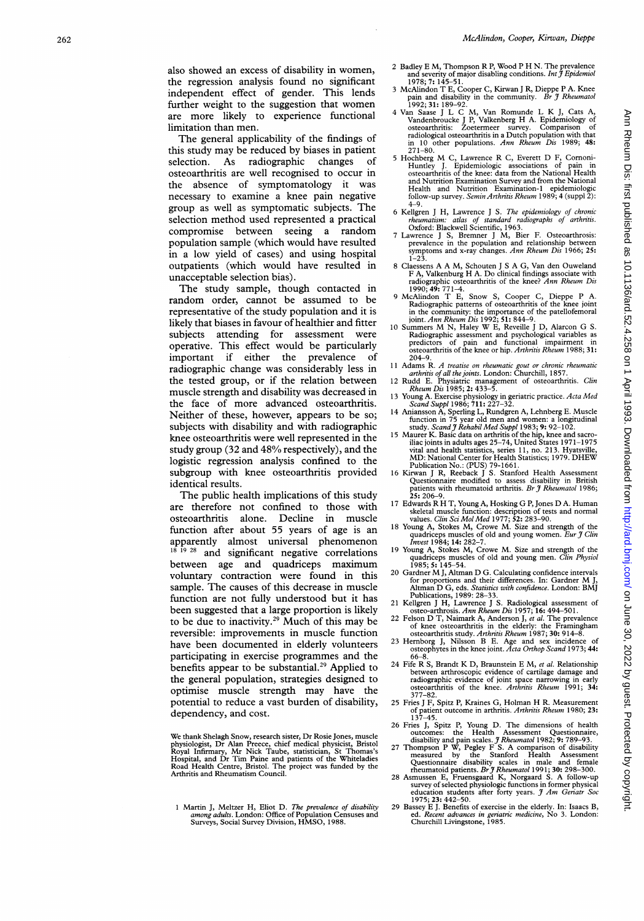also showed an excess of disability in women, the regression analysis found no significant independent effect of gender. This lends further weight to the suggestion that women are more likely to experience functional limitation than men.

The general applicability of the findings of this study may be reduced by biases in patient selection. As radiographic changes of osteoarthritis are well recognised to occur in the absence of symptomatology it was necessary to examine a knee pain negative group as well as symptomatic subjects. The selection method used represented a practical compromise between seeing a random population sample (which would have resulted in a low yield of cases) and using hospital outpatients (which would have resulted in unacceptable selection bias).

The study sample, though contacted in random order, cannot be assumed to be representative of the study population and it is likely that biases in favour of healthier and fitter subjects attending for assessment were operative. This effect would be particularly important if either the prevalence of radiographic change was considerably less in the tested group, or if the relation between muscle strength and disability was decreased in the face of more advanced osteoarthritis. Neither of these, however, appears to be so; subjects with disability and with radiographic knee osteoarthritis were well represented in the study group (32 and 48% respectively), and the logistic regression analysis confined to the subgroup with knee osteoarthritis provided identical results.

The public health implications of this study are therefore not confined to those with osteoarthritis alone. Decline in muscle function after about 55 years of age is an apparently almost universal phenomenon [18 19 28] and significant negative correlations between age and quadriceps maximum voluntary contraction were found in this sample. The causes of this decrease in muscle function are not fully understood but it has been suggested that a large proportion is likely to be due to inactivity.[29] Much of this may be reversible: improvements in muscle function have been documented in elderly volunteers participating in exercise programmes and the benefits appear to be substantial.[29] Applied to the general population, strategies designed to optimise muscle strength may have the potential to reduce a vast burden of disability, dependency, and cost.

We thank Shelagh Snow, research sister, Dr Rosie Jones, muscle physiologist, Dr Alan Preece, chief medical physicist, Bristol Royal Infirmary, Mr Nick Taube, statistician, St Thomas's Hospital, and Dr Tim Paine and patients of the Whiteladies Road Health Centre, Bristol. The project was funded by the Arthritis and Rheumatism Council.

1 Martin J, Meltzer H, Eliot D. *The prevalence of disability among adults.* London: Office of Population Censuses and Surveys, Social Survey Division, HMSO, 1988.
2 Badley E M, Thompson R P, Wood P H N. The prevalence and severity of major disabling conditions. *Int J Epidemiol* 1978; **7:** 145–51.
3 McAlindon T E, Cooper C, Kirwan J R, Dieppe P A. Knee pain and disability in the community. *Br J Rheumatol* 1992; **31:** 189–92.
4 Van Saase J L C M, Van Romunde L K J, Cats A, Vandenbroucke J P, Valkenberg H A. Epidemiology of osteoarthritis: Zoetermeer survey. Comparison of radiological osteoarthritis in a Dutch population with that in 10 other populations. *Ann Rheum Dis* 1989; **48:** 271–80.
5 Hochberg M C, Lawrence R C, Everett D F, Cornoni-Huntley J. Epidemiologic associations of pain in osteoarthritis of the knee: data from the National Health and Nutrition Examination Survey and from the National Health and Nutrition Examination-1 epidemiologic follow-up survey. *Semin Arthritis Rheum* 1989; **4** (suppl 2): 4–9.
6 Kellgren J H, Lawrence J S. *The epidemiology of chronic rheumatism: atlas of standard radiographs of arthritis.* Oxford: Blackwell Scientific, 1963.
7 Lawrence J S, Bremner J M, Bier F. Osteoarthrosis: prevalence in the population and relationship between symptoms and x-ray changes. *Ann Rheum Dis* 1966; **25:** 1–23.
8 Claessens A A M, Schouten J S A G, Van den Ouweland F A, Valkenburg H A. Do clinical findings associate with radiographic osteoarthritis of the knee? *Ann Rheum Dis* 1990; **49:** 771–4.
9 McAlindon T E, Snow S, Cooper C, Dieppe P A. Radiographic patterns of osteoarthritis of the knee joint in the community: the importance of the patellofemoral joint. *Ann Rheum Dis* 1992; **51:** 844–9.
10 Summers M N, Haley W E, Reveille J D, Alarcon G S. Radiographic assessment and psychological variables as predictors of pain and functional impairment in osteoarthritis of the knee or hip. *Arthritis Rheum* 1988; **31:** 204–9.
11 Adams R. *A treatise on rheumatic gout or chronic rheumatic arthritis of all the joints.* London: Churchill, 1857.
12 Rudd E. Physiatric management of osteoarthritis. *Clin Rheum Dis* 1985; **2:** 433–5.
13 Young A. Exercise physiology in geriatric practice. *Acta Med Scand Suppl* 1986; **711:** 227–32.
14 Aniansson A, Sperling L, Rundgren A, Lehnberg E. Muscle function in 75 year old men and women: a longitudinal study. *Scand J Rehabil Med Suppl* 1983; **9:** 92–102.
15 Maurer K. Basic data on arthritis of the hip, knee and sacro-iliac joints in adults ages 25–74, United States 1971–1975 vital and health statistics, series 11, no. 213. Hyatsville, MD: National Center for Health Statistics; 1979. DHEW Publication No.: (PUS) 79-1661.
16 Kirwan J R, Reeback J S. Stanford Health Assessment Questionnaire modified to assess disability in British patients with rheumatoid arthritis. *Br J Rheumatol* 1986; **25:** 206–9.
17 Edwards R H T, Young A, Hosking G P, Jones D A. Human skeletal muscle function: description of tests and normal values. *Clin Sci Mol Med* 1977; **52:** 283–90.
18 Young A, Stokes M, Crowe M. Size and strength of the quadriceps muscles of old and young women. *Eur J Clin Invest* 1984; **14:** 282–7.
19 Young A, Stokes M, Crowe M. Size and strength of the quadriceps muscles of old and young men. *Clin Physiol* 1985; **5:** 145–54.
20 Gardner M J, Altman D G. Calculating confidence intervals for proportions and their differences. In: Gardner M J, Altman D G, eds. *Statistics with confidence.* London: BMJ Publications, 1989: 28–33.
21 Kellgren J H, Lawrence J S. Radiological assessment of osteo-arthrosis. *Ann Rheum Dis* 1957; **16:** 494–501.
22 Felson D T, Naimark A, Anderson J, *et al.* The prevalence of knee osteoarthritis in the elderly: the Framingham osteoarthritis study. *Arthritis Rheum* 1987; **30:** 914–8.
23 Hernborg J, Nilsson B E. Age and sex incidence of osteophytes in the knee joint. *Acta Orthop Scand* 1973; **44:** 66–8.
24 Fife R S, Brandt K D, Braunstein E M, *et al.* Relationship between arthroscopic evidence of cartilage damage and radiographic evidence of joint space narrowing in early osteoarthritis of the knee. *Arthritis Rheum* 1991; **34:** 377–82.
25 Fries J F, Spitz P, Kraines G, Holman H R. Measurement of patient outcome in arthritis. *Arthritis Rheum* 1980; **23:** 137–45.
26 Fries J, Spitz P, Young D. The dimensions of health outcomes: the Health Assessment Questionnaire, disability and pain scales. *J Rheumatol* 1982; **9:** 789–93.
27 Thompson P W, Pegley F S. A comparison of disability measured by the Stanford Health Assessment Questionnaire disability scales in male and female rheumatoid patients. *Br J Rheumatol* 1991; **30:** 298–300.
28 Asmussen E, Fruensgaard K, Norgaard S. A follow-up survey of selected physiologic functions in former physical education students after forty years. *J Am Geriatr Soc* 1975; **23:** 442–50.
29 Bassey E J. Benefits of exercise in the elderly. In: Isaacs B, ed. *Recent advances in geriatric medicine,* No 3. London: Churchill Livingstone, 1985.